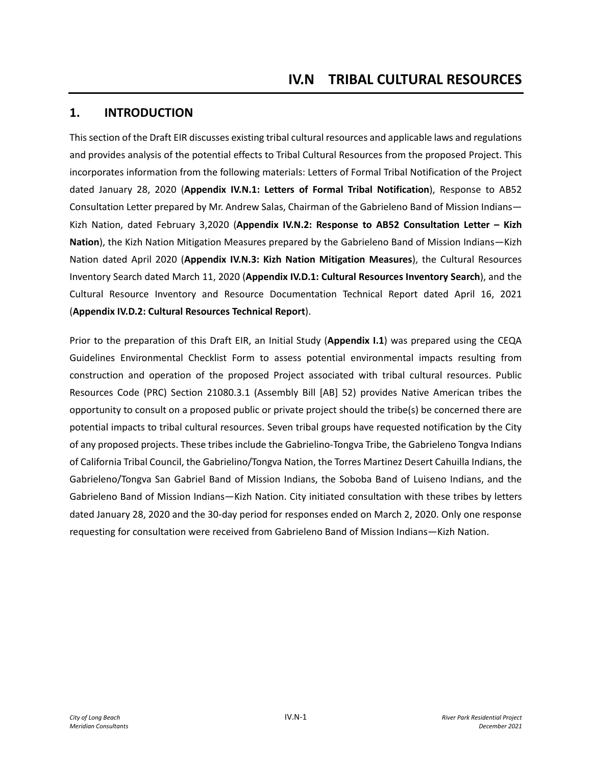# IV.N TRIBAL CULTURAL RESOURCES

## 1. INTRODUCTION

This section of the Draft EIR discusses existing tribal cultural resources and applicable laws and regulations and provides analysis of the potential effects to Tribal Cultural Resources from the proposed Project. This incorporates information from the following materials: Letters of Formal Tribal Notification of the Project dated January 28, 2020 (**Appendix IV.N.1: Letters of Formal Tribal Notification**), Response to AB52 Consultation Letter prepared by Mr. Andrew Salas, Chairman of the Gabrieleno Band of Mission Indians—Kizh Nation, dated February 3,2020 (**Appendix IV.N.2: Response to AB52 Consultation Letter – Kizh Nation**), the Kizh Nation Mitigation Measures prepared by the Gabrieleno Band of Mission Indians—Kizh Nation dated April 2020 (**Appendix IV.N.3: Kizh Nation Mitigation Measures**), the Cultural Resources Inventory Search dated March 11, 2020 (**Appendix IV.D.1: Cultural Resources Inventory Search**), and the Cultural Resource Inventory and Resource Documentation Technical Report dated April 16, 2021 (**Appendix IV.D.2: Cultural Resources Technical Report**).

Prior to the preparation of this Draft EIR, an Initial Study (**Appendix I.1**) was prepared using the CEQA Guidelines Environmental Checklist Form to assess potential environmental impacts resulting from construction and operation of the proposed Project associated with tribal cultural resources. Public Resources Code (PRC) Section 21080.3.1 (Assembly Bill [AB] 52) provides Native American tribes the opportunity to consult on a proposed public or private project should the tribe(s) be concerned there are potential impacts to tribal cultural resources. Seven tribal groups have requested notification by the City of any proposed projects. These tribes include the Gabrielino-Tongva Tribe, the Gabrieleno Tongva Indians of California Tribal Council, the Gabrielino/Tongva Nation, the Torres Martinez Desert Cahuilla Indians, the Gabrieleno/Tongva San Gabriel Band of Mission Indians, the Soboba Band of Luiseno Indians, and the Gabrieleno Band of Mission Indians—Kizh Nation. City initiated consultation with these tribes by letters dated January 28, 2020 and the 30-day period for responses ended on March 2, 2020. Only one response requesting for consultation were received from Gabrieleno Band of Mission Indians—Kizh Nation.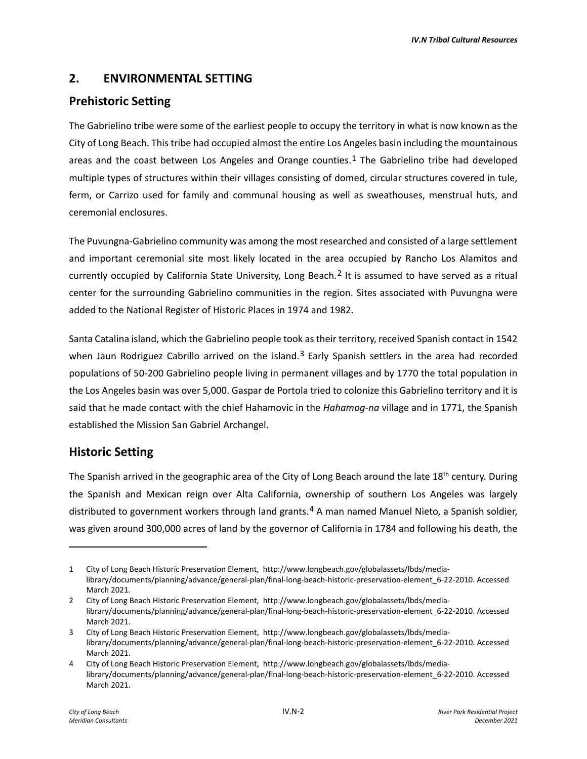## 2. ENVIRONMENTAL SETTING

### Prehistoric Setting

The Gabrielino tribe were some of the earliest people to occupy the territory in what is now known as the City of Long Beach. This tribe had occupied almost the entire Los Angeles basin including the mountainous areas and the coast between Los Angeles and Orange counties.[1] The Gabrielino tribe had developed multiple types of structures within their villages consisting of domed, circular structures covered in tule, ferm, or Carrizo used for family and communal housing as well as sweathouses, menstrual huts, and ceremonial enclosures.

The Puvungna-Gabrielino community was among the most researched and consisted of a large settlement and important ceremonial site most likely located in the area occupied by Rancho Los Alamitos and currently occupied by California State University, Long Beach.[2] It is assumed to have served as a ritual center for the surrounding Gabrielino communities in the region. Sites associated with Puvungna were added to the National Register of Historic Places in 1974 and 1982.

Santa Catalina island, which the Gabrielino people took as their territory, received Spanish contact in 1542 when Jaun Rodriguez Cabrillo arrived on the island.[3] Early Spanish settlers in the area had recorded populations of 50-200 Gabrielino people living in permanent villages and by 1770 the total population in the Los Angeles basin was over 5,000. Gaspar de Portola tried to colonize this Gabrielino territory and it is said that he made contact with the chief Hahamovic in the *Hahamog-na* village and in 1771, the Spanish established the Mission San Gabriel Archangel.

### Historic Setting

The Spanish arrived in the geographic area of the City of Long Beach around the late 18th century. During the Spanish and Mexican reign over Alta California, ownership of southern Los Angeles was largely distributed to government workers through land grants.[4] A man named Manuel Nieto, a Spanish soldier, was given around 300,000 acres of land by the governor of California in 1784 and following his death, the

---

1 City of Long Beach Historic Preservation Element, http://www.longbeach.gov/globalassets/lbds/media-library/documents/planning/advance/general-plan/final-long-beach-historic-preservation-element_6-22-2010. Accessed March 2021.

2 City of Long Beach Historic Preservation Element, http://www.longbeach.gov/globalassets/lbds/media-library/documents/planning/advance/general-plan/final-long-beach-historic-preservation-element_6-22-2010. Accessed March 2021.

3 City of Long Beach Historic Preservation Element, http://www.longbeach.gov/globalassets/lbds/media-library/documents/planning/advance/general-plan/final-long-beach-historic-preservation-element_6-22-2010. Accessed March 2021.

4 City of Long Beach Historic Preservation Element, http://www.longbeach.gov/globalassets/lbds/media-library/documents/planning/advance/general-plan/final-long-beach-historic-preservation-element_6-22-2010. Accessed March 2021.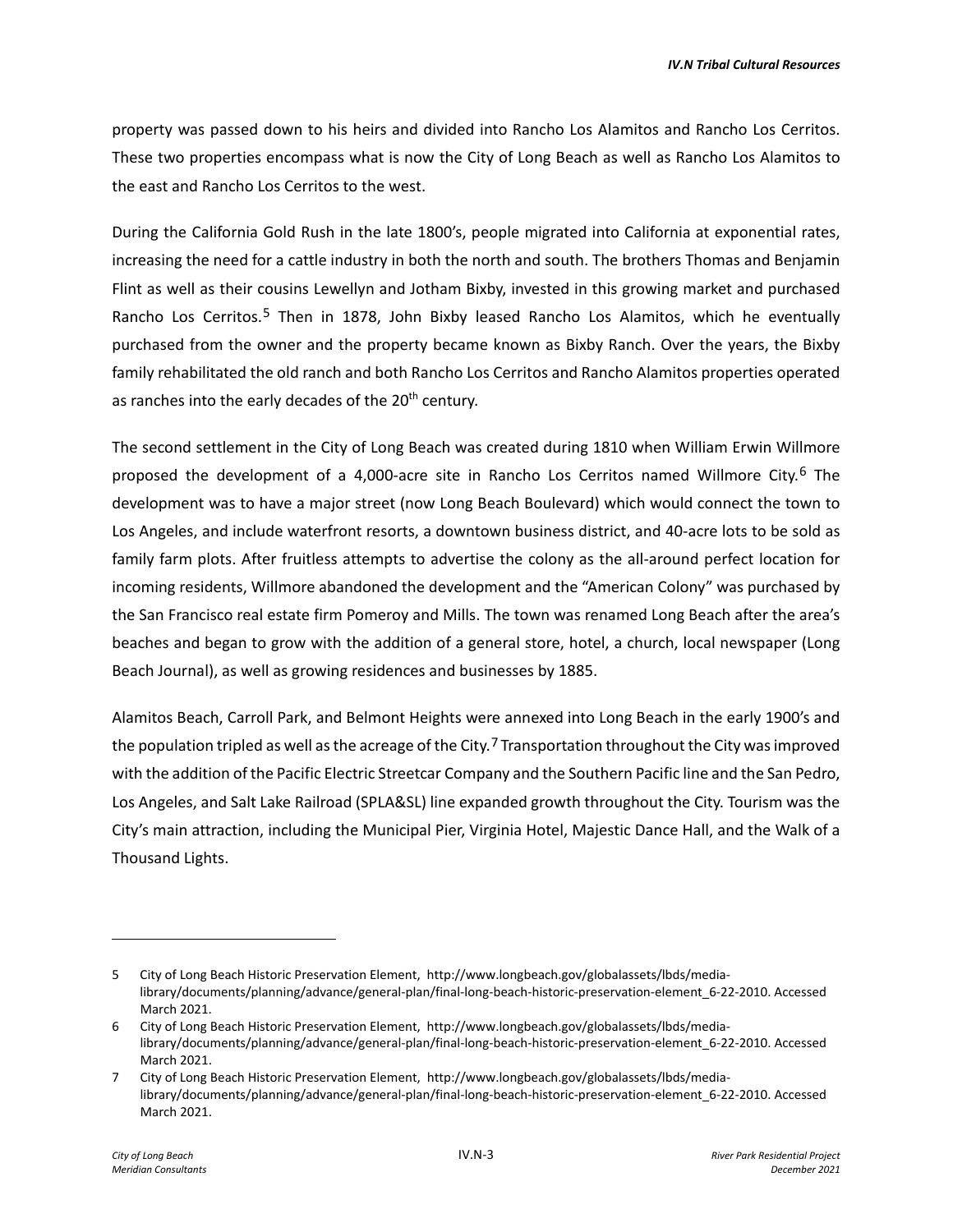property was passed down to his heirs and divided into Rancho Los Alamitos and Rancho Los Cerritos. These two properties encompass what is now the City of Long Beach as well as Rancho Los Alamitos to the east and Rancho Los Cerritos to the west.

During the California Gold Rush in the late 1800's, people migrated into California at exponential rates, increasing the need for a cattle industry in both the north and south. The brothers Thomas and Benjamin Flint as well as their cousins Lewellyn and Jotham Bixby, invested in this growing market and purchased Rancho Los Cerritos.[5] Then in 1878, John Bixby leased Rancho Los Alamitos, which he eventually purchased from the owner and the property became known as Bixby Ranch. Over the years, the Bixby family rehabilitated the old ranch and both Rancho Los Cerritos and Rancho Alamitos properties operated as ranches into the early decades of the 20th century.

The second settlement in the City of Long Beach was created during 1810 when William Erwin Willmore proposed the development of a 4,000-acre site in Rancho Los Cerritos named Willmore City.[6] The development was to have a major street (now Long Beach Boulevard) which would connect the town to Los Angeles, and include waterfront resorts, a downtown business district, and 40-acre lots to be sold as family farm plots. After fruitless attempts to advertise the colony as the all-around perfect location for incoming residents, Willmore abandoned the development and the "American Colony" was purchased by the San Francisco real estate firm Pomeroy and Mills. The town was renamed Long Beach after the area's beaches and began to grow with the addition of a general store, hotel, a church, local newspaper (Long Beach Journal), as well as growing residences and businesses by 1885.

Alamitos Beach, Carroll Park, and Belmont Heights were annexed into Long Beach in the early 1900's and the population tripled as well as the acreage of the City.[7] Transportation throughout the City was improved with the addition of the Pacific Electric Streetcar Company and the Southern Pacific line and the San Pedro, Los Angeles, and Salt Lake Railroad (SPLA&SL) line expanded growth throughout the City. Tourism was the City's main attraction, including the Municipal Pier, Virginia Hotel, Majestic Dance Hall, and the Walk of a Thousand Lights.

---

5 City of Long Beach Historic Preservation Element, http://www.longbeach.gov/globalassets/lbds/media-library/documents/planning/advance/general-plan/final-long-beach-historic-preservation-element_6-22-2010. Accessed March 2021.

6 City of Long Beach Historic Preservation Element, http://www.longbeach.gov/globalassets/lbds/media-library/documents/planning/advance/general-plan/final-long-beach-historic-preservation-element_6-22-2010. Accessed March 2021.

7 City of Long Beach Historic Preservation Element, http://www.longbeach.gov/globalassets/lbds/media-library/documents/planning/advance/general-plan/final-long-beach-historic-preservation-element_6-22-2010. Accessed March 2021.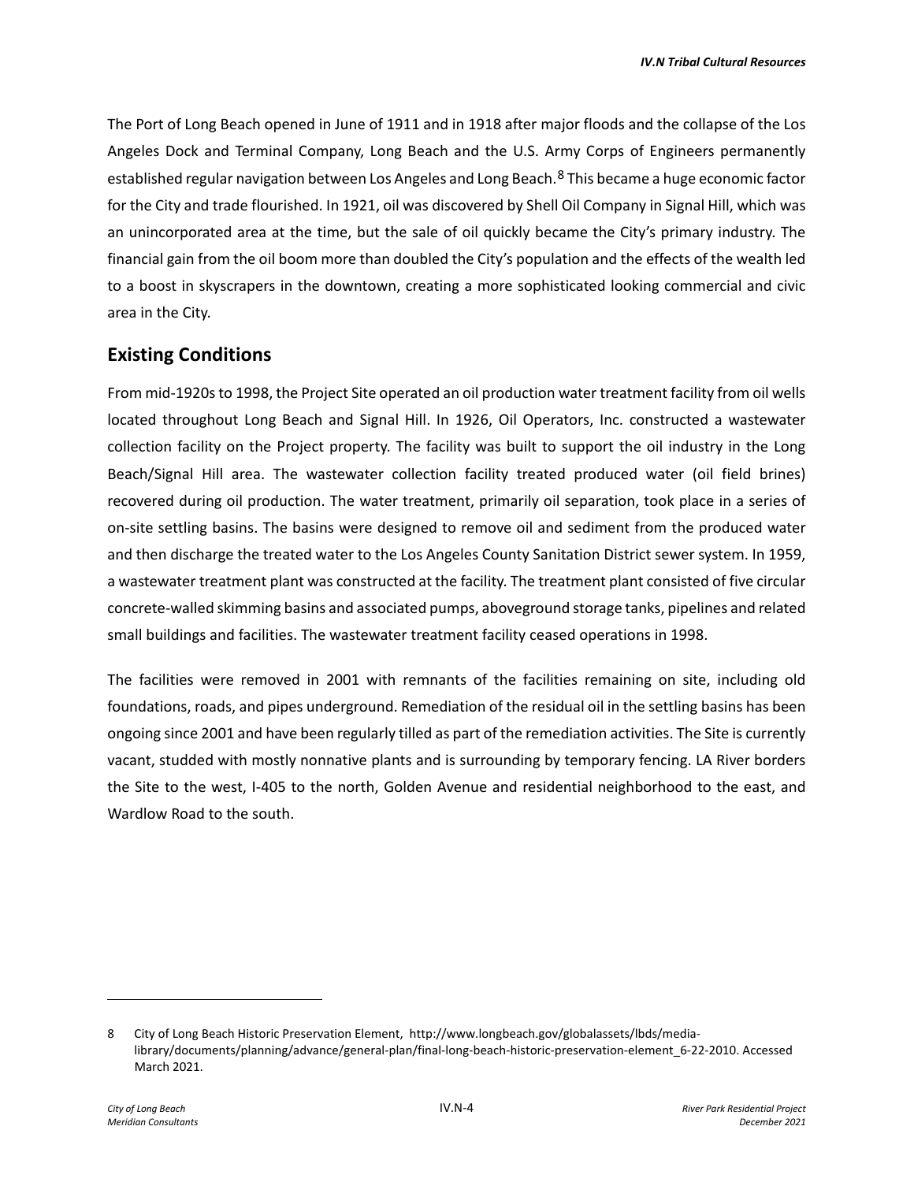The Port of Long Beach opened in June of 1911 and in 1918 after major floods and the collapse of the Los Angeles Dock and Terminal Company, Long Beach and the U.S. Army Corps of Engineers permanently established regular navigation between Los Angeles and Long Beach.[8] This became a huge economic factor for the City and trade flourished. In 1921, oil was discovered by Shell Oil Company in Signal Hill, which was an unincorporated area at the time, but the sale of oil quickly became the City's primary industry. The financial gain from the oil boom more than doubled the City's population and the effects of the wealth led to a boost in skyscrapers in the downtown, creating a more sophisticated looking commercial and civic area in the City.

## Existing Conditions

From mid-1920s to 1998, the Project Site operated an oil production water treatment facility from oil wells located throughout Long Beach and Signal Hill. In 1926, Oil Operators, Inc. constructed a wastewater collection facility on the Project property. The facility was built to support the oil industry in the Long Beach/Signal Hill area. The wastewater collection facility treated produced water (oil field brines) recovered during oil production. The water treatment, primarily oil separation, took place in a series of on-site settling basins. The basins were designed to remove oil and sediment from the produced water and then discharge the treated water to the Los Angeles County Sanitation District sewer system. In 1959, a wastewater treatment plant was constructed at the facility. The treatment plant consisted of five circular concrete-walled skimming basins and associated pumps, aboveground storage tanks, pipelines and related small buildings and facilities. The wastewater treatment facility ceased operations in 1998.

The facilities were removed in 2001 with remnants of the facilities remaining on site, including old foundations, roads, and pipes underground. Remediation of the residual oil in the settling basins has been ongoing since 2001 and have been regularly tilled as part of the remediation activities. The Site is currently vacant, studded with mostly nonnative plants and is surrounding by temporary fencing. LA River borders the Site to the west, I-405 to the north, Golden Avenue and residential neighborhood to the east, and Wardlow Road to the south.

---

8 City of Long Beach Historic Preservation Element, http://www.longbeach.gov/globalassets/lbds/media-library/documents/planning/advance/general-plan/final-long-beach-historic-preservation-element_6-22-2010. Accessed March 2021.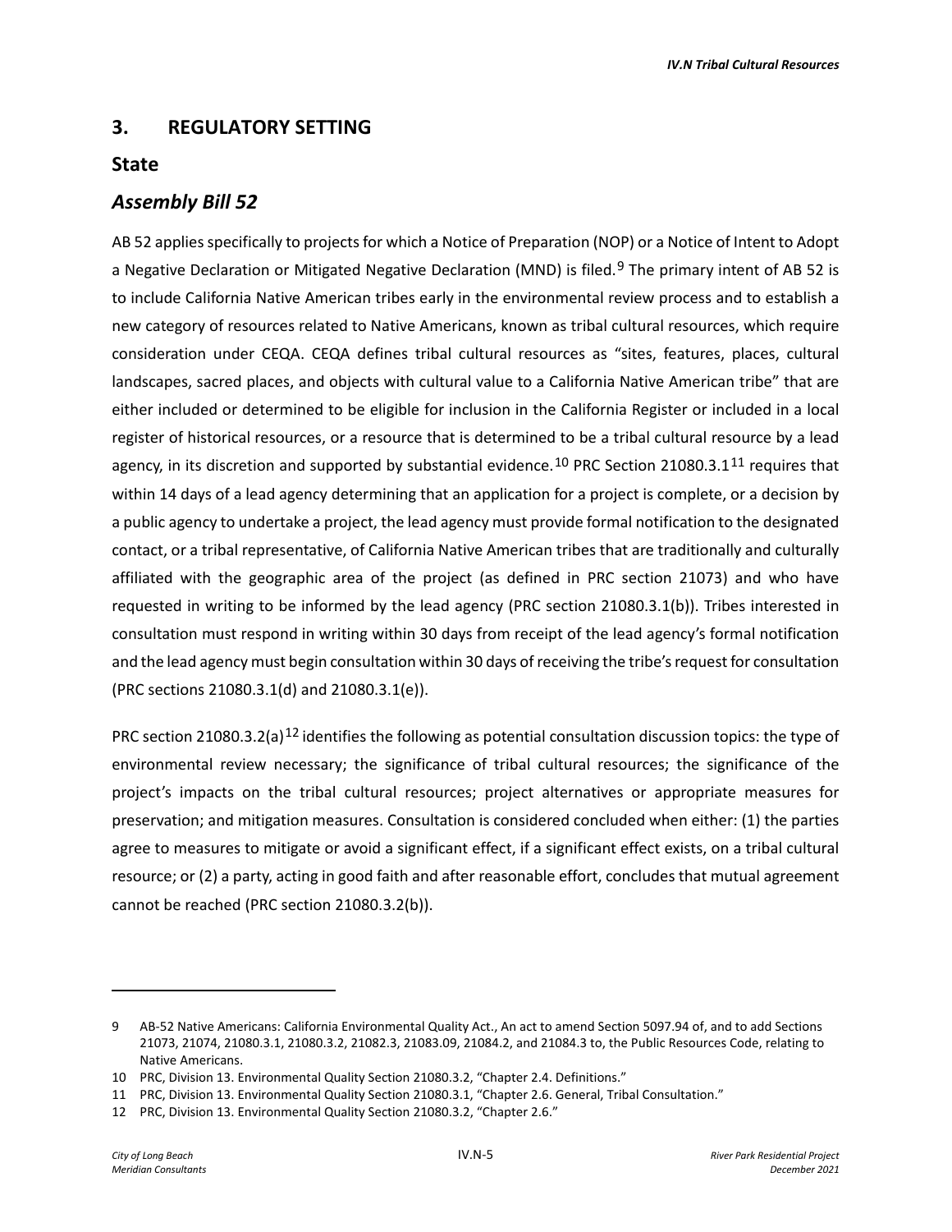## 3. REGULATORY SETTING

### State

### *Assembly Bill 52*

AB 52 applies specifically to projects for which a Notice of Preparation (NOP) or a Notice of Intent to Adopt a Negative Declaration or Mitigated Negative Declaration (MND) is filed.[9] The primary intent of AB 52 is to include California Native American tribes early in the environmental review process and to establish a new category of resources related to Native Americans, known as tribal cultural resources, which require consideration under CEQA. CEQA defines tribal cultural resources as "sites, features, places, cultural landscapes, sacred places, and objects with cultural value to a California Native American tribe" that are either included or determined to be eligible for inclusion in the California Register or included in a local register of historical resources, or a resource that is determined to be a tribal cultural resource by a lead agency, in its discretion and supported by substantial evidence.[10] PRC Section 21080.3.1[11] requires that within 14 days of a lead agency determining that an application for a project is complete, or a decision by a public agency to undertake a project, the lead agency must provide formal notification to the designated contact, or a tribal representative, of California Native American tribes that are traditionally and culturally affiliated with the geographic area of the project (as defined in PRC section 21073) and who have requested in writing to be informed by the lead agency (PRC section 21080.3.1(b)). Tribes interested in consultation must respond in writing within 30 days from receipt of the lead agency's formal notification and the lead agency must begin consultation within 30 days of receiving the tribe's request for consultation (PRC sections 21080.3.1(d) and 21080.3.1(e)).

PRC section 21080.3.2(a)[12] identifies the following as potential consultation discussion topics: the type of environmental review necessary; the significance of tribal cultural resources; the significance of the project's impacts on the tribal cultural resources; project alternatives or appropriate measures for preservation; and mitigation measures. Consultation is considered concluded when either: (1) the parties agree to measures to mitigate or avoid a significant effect, if a significant effect exists, on a tribal cultural resource; or (2) a party, acting in good faith and after reasonable effort, concludes that mutual agreement cannot be reached (PRC section 21080.3.2(b)).

---

9 AB-52 Native Americans: California Environmental Quality Act., An act to amend Section 5097.94 of, and to add Sections 21073, 21074, 21080.3.1, 21080.3.2, 21082.3, 21083.09, 21084.2, and 21084.3 to, the Public Resources Code, relating to Native Americans.

10 PRC, Division 13. Environmental Quality Section 21080.3.2, "Chapter 2.4. Definitions."

11 PRC, Division 13. Environmental Quality Section 21080.3.1, "Chapter 2.6. General, Tribal Consultation."

12 PRC, Division 13. Environmental Quality Section 21080.3.2, "Chapter 2.6."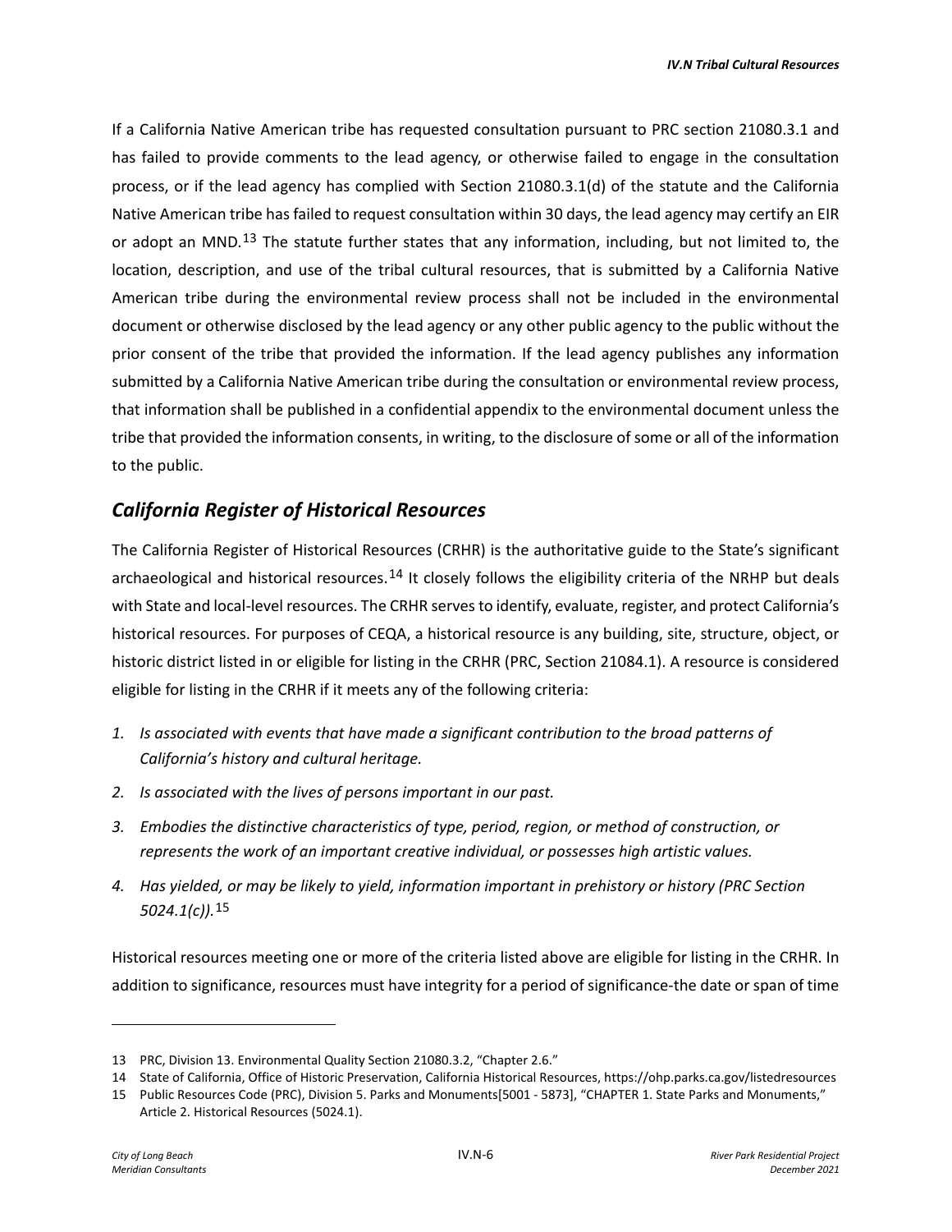If a California Native American tribe has requested consultation pursuant to PRC section 21080.3.1 and has failed to provide comments to the lead agency, or otherwise failed to engage in the consultation process, or if the lead agency has complied with Section 21080.3.1(d) of the statute and the California Native American tribe has failed to request consultation within 30 days, the lead agency may certify an EIR or adopt an MND.[13] The statute further states that any information, including, but not limited to, the location, description, and use of the tribal cultural resources, that is submitted by a California Native American tribe during the environmental review process shall not be included in the environmental document or otherwise disclosed by the lead agency or any other public agency to the public without the prior consent of the tribe that provided the information. If the lead agency publishes any information submitted by a California Native American tribe during the consultation or environmental review process, that information shall be published in a confidential appendix to the environmental document unless the tribe that provided the information consents, in writing, to the disclosure of some or all of the information to the public.

## *California Register of Historical Resources*

The California Register of Historical Resources (CRHR) is the authoritative guide to the State's significant archaeological and historical resources.[14] It closely follows the eligibility criteria of the NRHP but deals with State and local-level resources. The CRHR serves to identify, evaluate, register, and protect California's historical resources. For purposes of CEQA, a historical resource is any building, site, structure, object, or historic district listed in or eligible for listing in the CRHR (PRC, Section 21084.1). A resource is considered eligible for listing in the CRHR if it meets any of the following criteria:

1. *Is associated with events that have made a significant contribution to the broad patterns of California's history and cultural heritage.*
2. *Is associated with the lives of persons important in our past.*
3. *Embodies the distinctive characteristics of type, period, region, or method of construction, or represents the work of an important creative individual, or possesses high artistic values.*
4. *Has yielded, or may be likely to yield, information important in prehistory or history (PRC Section 5024.1(c)).*[15]

Historical resources meeting one or more of the criteria listed above are eligible for listing in the CRHR. In addition to significance, resources must have integrity for a period of significance-the date or span of time

13 PRC, Division 13. Environmental Quality Section 21080.3.2, "Chapter 2.6."

14 State of California, Office of Historic Preservation, California Historical Resources, https://ohp.parks.ca.gov/listedresources

15 Public Resources Code (PRC), Division 5. Parks and Monuments[5001 - 5873], "CHAPTER 1. State Parks and Monuments," Article 2. Historical Resources (5024.1).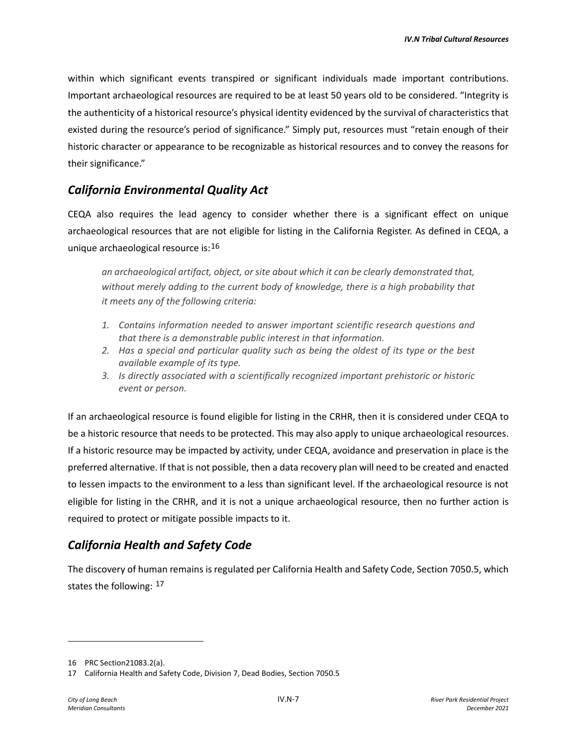within which significant events transpired or significant individuals made important contributions. Important archaeological resources are required to be at least 50 years old to be considered. "Integrity is the authenticity of a historical resource's physical identity evidenced by the survival of characteristics that existed during the resource's period of significance." Simply put, resources must "retain enough of their historic character or appearance to be recognizable as historical resources and to convey the reasons for their significance."

## *California Environmental Quality Act*

CEQA also requires the lead agency to consider whether there is a significant effect on unique archaeological resources that are not eligible for listing in the California Register. As defined in CEQA, a unique archaeological resource is:[16]

> *an archaeological artifact, object, or site about which it can be clearly demonstrated that, without merely adding to the current body of knowledge, there is a high probability that it meets any of the following criteria:*
>
> 1. *Contains information needed to answer important scientific research questions and that there is a demonstrable public interest in that information.*
> 2. *Has a special and particular quality such as being the oldest of its type or the best available example of its type.*
> 3. *Is directly associated with a scientifically recognized important prehistoric or historic event or person.*

If an archaeological resource is found eligible for listing in the CRHR, then it is considered under CEQA to be a historic resource that needs to be protected. This may also apply to unique archaeological resources. If a historic resource may be impacted by activity, under CEQA, avoidance and preservation in place is the preferred alternative. If that is not possible, then a data recovery plan will need to be created and enacted to lessen impacts to the environment to a less than significant level. If the archaeological resource is not eligible for listing in the CRHR, and it is not a unique archaeological resource, then no further action is required to protect or mitigate possible impacts to it.

## *California Health and Safety Code*

The discovery of human remains is regulated per California Health and Safety Code, Section 7050.5, which states the following: [17]

---

16 PRC Section21083.2(a).

17 California Health and Safety Code, Division 7, Dead Bodies, Section 7050.5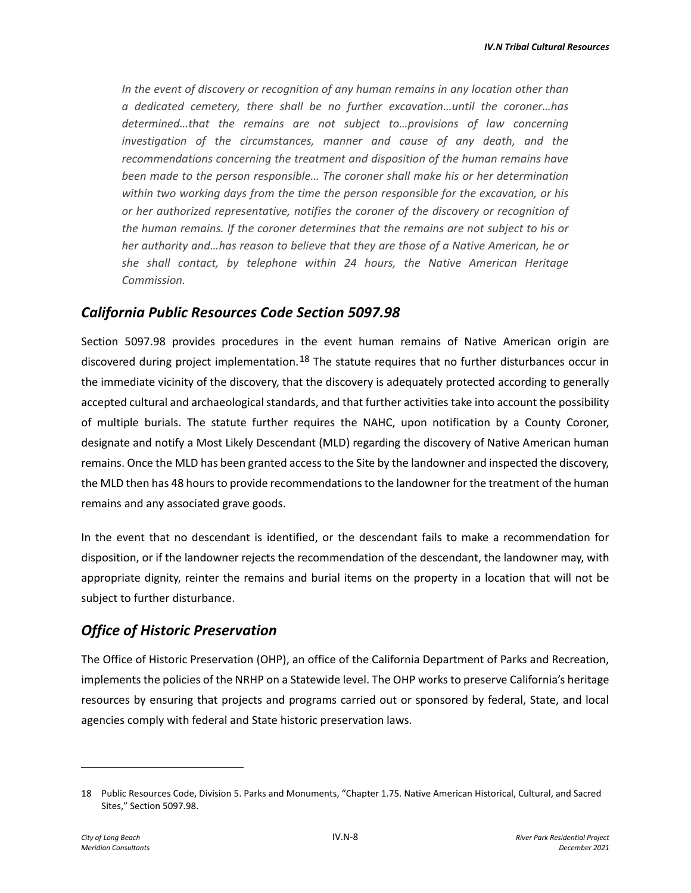*In the event of discovery or recognition of any human remains in any location other than a dedicated cemetery, there shall be no further excavation…until the coroner…has determined…that the remains are not subject to…provisions of law concerning investigation of the circumstances, manner and cause of any death, and the recommendations concerning the treatment and disposition of the human remains have been made to the person responsible… The coroner shall make his or her determination within two working days from the time the person responsible for the excavation, or his or her authorized representative, notifies the coroner of the discovery or recognition of the human remains. If the coroner determines that the remains are not subject to his or her authority and…has reason to believe that they are those of a Native American, he or she shall contact, by telephone within 24 hours, the Native American Heritage Commission.*

## *California Public Resources Code Section 5097.98*

Section 5097.98 provides procedures in the event human remains of Native American origin are discovered during project implementation.[18] The statute requires that no further disturbances occur in the immediate vicinity of the discovery, that the discovery is adequately protected according to generally accepted cultural and archaeological standards, and that further activities take into account the possibility of multiple burials. The statute further requires the NAHC, upon notification by a County Coroner, designate and notify a Most Likely Descendant (MLD) regarding the discovery of Native American human remains. Once the MLD has been granted access to the Site by the landowner and inspected the discovery, the MLD then has 48 hours to provide recommendations to the landowner for the treatment of the human remains and any associated grave goods.

In the event that no descendant is identified, or the descendant fails to make a recommendation for disposition, or if the landowner rejects the recommendation of the descendant, the landowner may, with appropriate dignity, reinter the remains and burial items on the property in a location that will not be subject to further disturbance.

## *Office of Historic Preservation*

The Office of Historic Preservation (OHP), an office of the California Department of Parks and Recreation, implements the policies of the NRHP on a Statewide level. The OHP works to preserve California's heritage resources by ensuring that projects and programs carried out or sponsored by federal, State, and local agencies comply with federal and State historic preservation laws.

---

18 Public Resources Code, Division 5. Parks and Monuments, "Chapter 1.75. Native American Historical, Cultural, and Sacred Sites," Section 5097.98.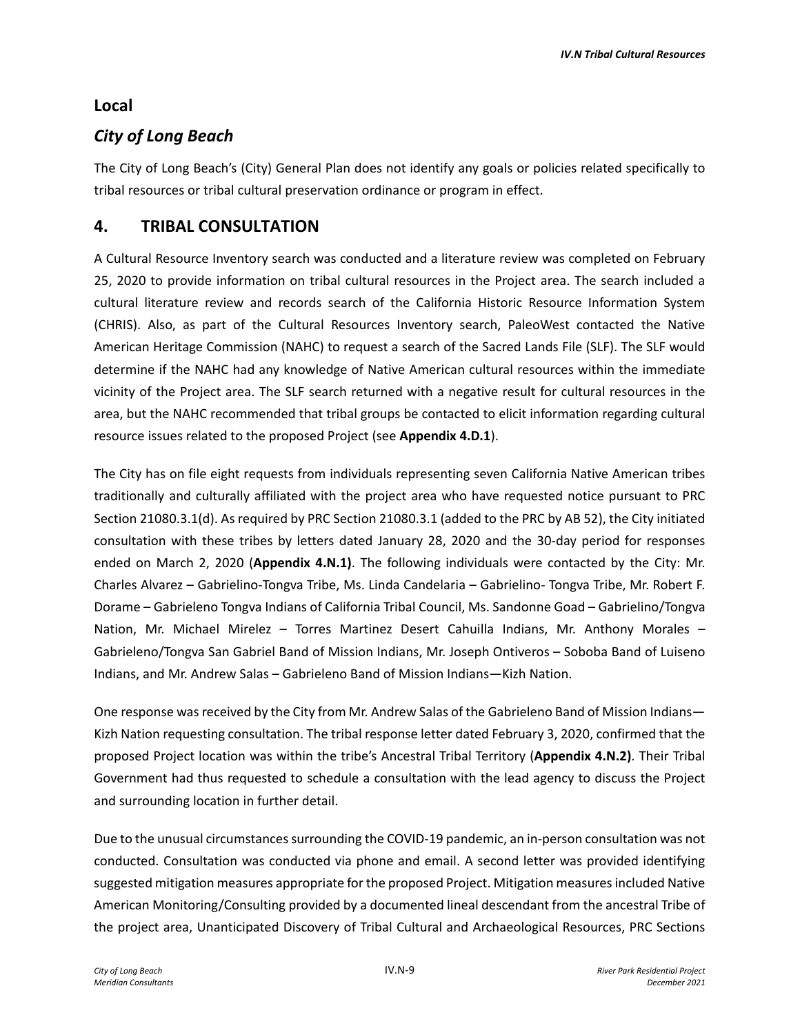## Local

### *City of Long Beach*

The City of Long Beach's (City) General Plan does not identify any goals or policies related specifically to tribal resources or tribal cultural preservation ordinance or program in effect.

## 4. TRIBAL CONSULTATION

A Cultural Resource Inventory search was conducted and a literature review was completed on February 25, 2020 to provide information on tribal cultural resources in the Project area. The search included a cultural literature review and records search of the California Historic Resource Information System (CHRIS). Also, as part of the Cultural Resources Inventory search, PaleoWest contacted the Native American Heritage Commission (NAHC) to request a search of the Sacred Lands File (SLF). The SLF would determine if the NAHC had any knowledge of Native American cultural resources within the immediate vicinity of the Project area. The SLF search returned with a negative result for cultural resources in the area, but the NAHC recommended that tribal groups be contacted to elicit information regarding cultural resource issues related to the proposed Project (see **Appendix 4.D.1**).

The City has on file eight requests from individuals representing seven California Native American tribes traditionally and culturally affiliated with the project area who have requested notice pursuant to PRC Section 21080.3.1(d). As required by PRC Section 21080.3.1 (added to the PRC by AB 52), the City initiated consultation with these tribes by letters dated January 28, 2020 and the 30-day period for responses ended on March 2, 2020 (**Appendix 4.N.1)**. The following individuals were contacted by the City: Mr. Charles Alvarez – Gabrielino-Tongva Tribe, Ms. Linda Candelaria – Gabrielino- Tongva Tribe, Mr. Robert F. Dorame – Gabrieleno Tongva Indians of California Tribal Council, Ms. Sandonne Goad – Gabrielino/Tongva Nation, Mr. Michael Mirelez – Torres Martinez Desert Cahuilla Indians, Mr. Anthony Morales – Gabrieleno/Tongva San Gabriel Band of Mission Indians, Mr. Joseph Ontiveros – Soboba Band of Luiseno Indians, and Mr. Andrew Salas – Gabrieleno Band of Mission Indians—Kizh Nation.

One response was received by the City from Mr. Andrew Salas of the Gabrieleno Band of Mission Indians—Kizh Nation requesting consultation. The tribal response letter dated February 3, 2020, confirmed that the proposed Project location was within the tribe's Ancestral Tribal Territory (**Appendix 4.N.2)**. Their Tribal Government had thus requested to schedule a consultation with the lead agency to discuss the Project and surrounding location in further detail.

Due to the unusual circumstances surrounding the COVID-19 pandemic, an in-person consultation was not conducted. Consultation was conducted via phone and email. A second letter was provided identifying suggested mitigation measures appropriate for the proposed Project. Mitigation measures included Native American Monitoring/Consulting provided by a documented lineal descendant from the ancestral Tribe of the project area, Unanticipated Discovery of Tribal Cultural and Archaeological Resources, PRC Sections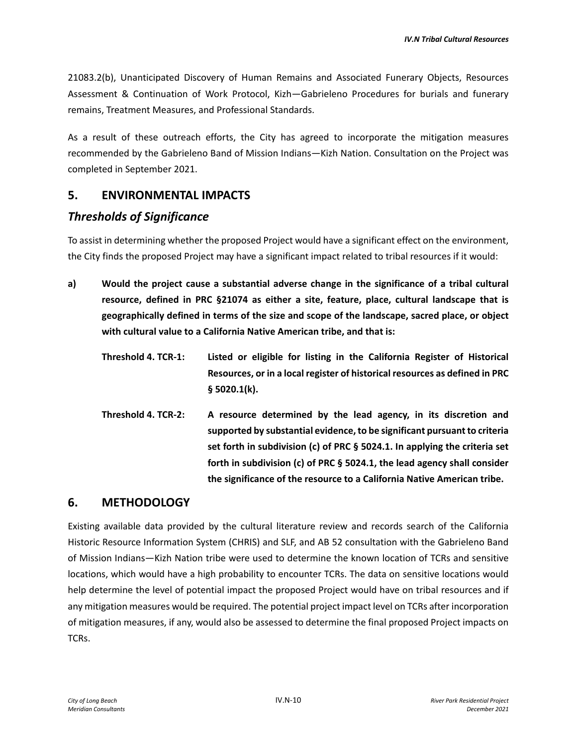21083.2(b), Unanticipated Discovery of Human Remains and Associated Funerary Objects, Resources Assessment & Continuation of Work Protocol, Kizh—Gabrieleno Procedures for burials and funerary remains, Treatment Measures, and Professional Standards.

As a result of these outreach efforts, the City has agreed to incorporate the mitigation measures recommended by the Gabrieleno Band of Mission Indians—Kizh Nation. Consultation on the Project was completed in September 2021.

## 5. ENVIRONMENTAL IMPACTS

### *Thresholds of Significance*

To assist in determining whether the proposed Project would have a significant effect on the environment, the City finds the proposed Project may have a significant impact related to tribal resources if it would:

**a) Would the project cause a substantial adverse change in the significance of a tribal cultural resource, defined in PRC §21074 as either a site, feature, place, cultural landscape that is geographically defined in terms of the size and scope of the landscape, sacred place, or object with cultural value to a California Native American tribe, and that is:**

**Threshold 4. TCR-1: Listed or eligible for listing in the California Register of Historical Resources, or in a local register of historical resources as defined in PRC § 5020.1(k).**

**Threshold 4. TCR-2: A resource determined by the lead agency, in its discretion and supported by substantial evidence, to be significant pursuant to criteria set forth in subdivision (c) of PRC § 5024.1. In applying the criteria set forth in subdivision (c) of PRC § 5024.1, the lead agency shall consider the significance of the resource to a California Native American tribe.**

## 6. METHODOLOGY

Existing available data provided by the cultural literature review and records search of the California Historic Resource Information System (CHRIS) and SLF, and AB 52 consultation with the Gabrieleno Band of Mission Indians—Kizh Nation tribe were used to determine the known location of TCRs and sensitive locations, which would have a high probability to encounter TCRs. The data on sensitive locations would help determine the level of potential impact the proposed Project would have on tribal resources and if any mitigation measures would be required. The potential project impact level on TCRs after incorporation of mitigation measures, if any, would also be assessed to determine the final proposed Project impacts on TCRs.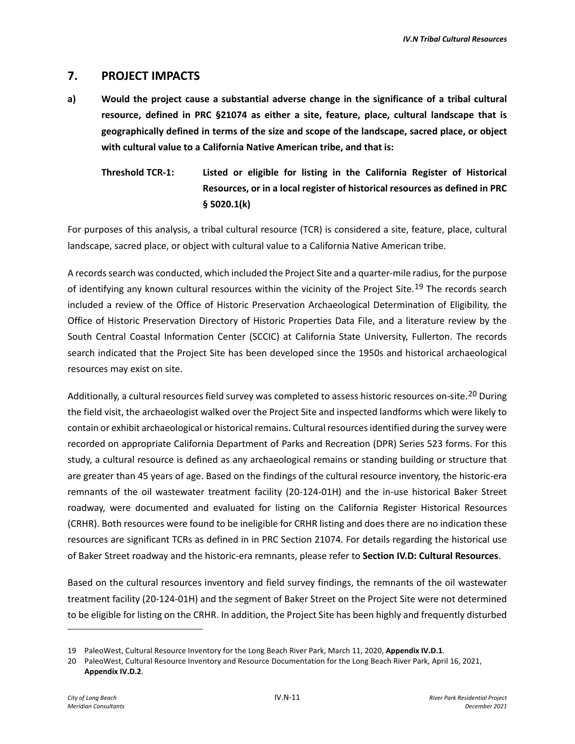## 7. PROJECT IMPACTS

**a) Would the project cause a substantial adverse change in the significance of a tribal cultural resource, defined in PRC §21074 as either a site, feature, place, cultural landscape that is geographically defined in terms of the size and scope of the landscape, sacred place, or object with cultural value to a California Native American tribe, and that is:**

**Threshold TCR-1: Listed or eligible for listing in the California Register of Historical Resources, or in a local register of historical resources as defined in PRC § 5020.1(k)**

For purposes of this analysis, a tribal cultural resource (TCR) is considered a site, feature, place, cultural landscape, sacred place, or object with cultural value to a California Native American tribe.

A records search was conducted, which included the Project Site and a quarter-mile radius, for the purpose of identifying any known cultural resources within the vicinity of the Project Site.[19] The records search included a review of the Office of Historic Preservation Archaeological Determination of Eligibility, the Office of Historic Preservation Directory of Historic Properties Data File, and a literature review by the South Central Coastal Information Center (SCCIC) at California State University, Fullerton. The records search indicated that the Project Site has been developed since the 1950s and historical archaeological resources may exist on site.

Additionally, a cultural resources field survey was completed to assess historic resources on-site.[20] During the field visit, the archaeologist walked over the Project Site and inspected landforms which were likely to contain or exhibit archaeological or historical remains. Cultural resources identified during the survey were recorded on appropriate California Department of Parks and Recreation (DPR) Series 523 forms. For this study, a cultural resource is defined as any archaeological remains or standing building or structure that are greater than 45 years of age. Based on the findings of the cultural resource inventory, the historic-era remnants of the oil wastewater treatment facility (20-124-01H) and the in-use historical Baker Street roadway, were documented and evaluated for listing on the California Register Historical Resources (CRHR). Both resources were found to be ineligible for CRHR listing and does there are no indication these resources are significant TCRs as defined in in PRC Section 21074. For details regarding the historical use of Baker Street roadway and the historic-era remnants, please refer to **Section IV.D: Cultural Resources**.

Based on the cultural resources inventory and field survey findings, the remnants of the oil wastewater treatment facility (20-124-01H) and the segment of Baker Street on the Project Site were not determined to be eligible for listing on the CRHR. In addition, the Project Site has been highly and frequently disturbed

---

19 PaleoWest, Cultural Resource Inventory for the Long Beach River Park, March 11, 2020, **Appendix IV.D.1**.

20 PaleoWest, Cultural Resource Inventory and Resource Documentation for the Long Beach River Park, April 16, 2021, **Appendix IV.D.2**.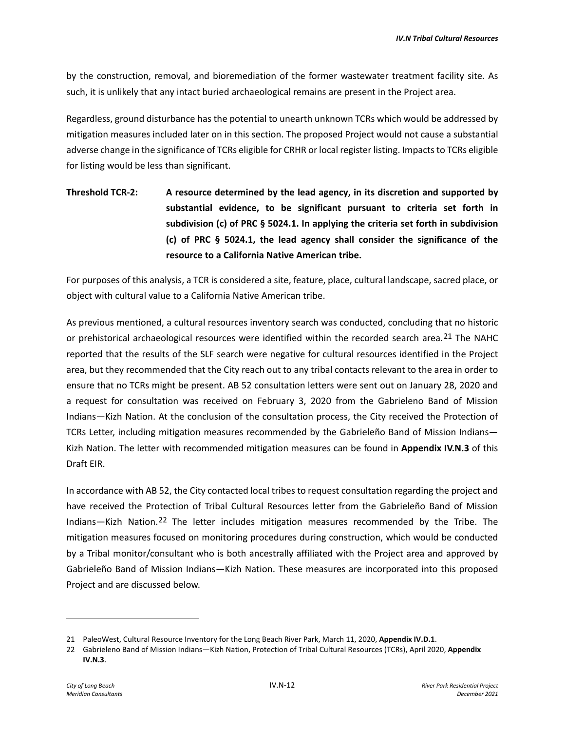by the construction, removal, and bioremediation of the former wastewater treatment facility site. As such, it is unlikely that any intact buried archaeological remains are present in the Project area.

Regardless, ground disturbance has the potential to unearth unknown TCRs which would be addressed by mitigation measures included later on in this section. The proposed Project would not cause a substantial adverse change in the significance of TCRs eligible for CRHR or local register listing. Impacts to TCRs eligible for listing would be less than significant.

**Threshold TCR-2: A resource determined by the lead agency, in its discretion and supported by substantial evidence, to be significant pursuant to criteria set forth in subdivision (c) of PRC § 5024.1. In applying the criteria set forth in subdivision (c) of PRC § 5024.1, the lead agency shall consider the significance of the resource to a California Native American tribe.**

For purposes of this analysis, a TCR is considered a site, feature, place, cultural landscape, sacred place, or object with cultural value to a California Native American tribe.

As previous mentioned, a cultural resources inventory search was conducted, concluding that no historic or prehistorical archaeological resources were identified within the recorded search area.[21] The NAHC reported that the results of the SLF search were negative for cultural resources identified in the Project area, but they recommended that the City reach out to any tribal contacts relevant to the area in order to ensure that no TCRs might be present. AB 52 consultation letters were sent out on January 28, 2020 and a request for consultation was received on February 3, 2020 from the Gabrieleno Band of Mission Indians—Kizh Nation. At the conclusion of the consultation process, the City received the Protection of TCRs Letter, including mitigation measures recommended by the Gabrieleño Band of Mission Indians—Kizh Nation. The letter with recommended mitigation measures can be found in **Appendix IV.N.3** of this Draft EIR.

In accordance with AB 52, the City contacted local tribes to request consultation regarding the project and have received the Protection of Tribal Cultural Resources letter from the Gabrieleño Band of Mission Indians—Kizh Nation.[22] The letter includes mitigation measures recommended by the Tribe. The mitigation measures focused on monitoring procedures during construction, which would be conducted by a Tribal monitor/consultant who is both ancestrally affiliated with the Project area and approved by Gabrieleño Band of Mission Indians—Kizh Nation. These measures are incorporated into this proposed Project and are discussed below.

---

21 PaleoWest, Cultural Resource Inventory for the Long Beach River Park, March 11, 2020, **Appendix IV.D.1**.

22 Gabrieleno Band of Mission Indians—Kizh Nation, Protection of Tribal Cultural Resources (TCRs), April 2020, **Appendix IV.N.3**.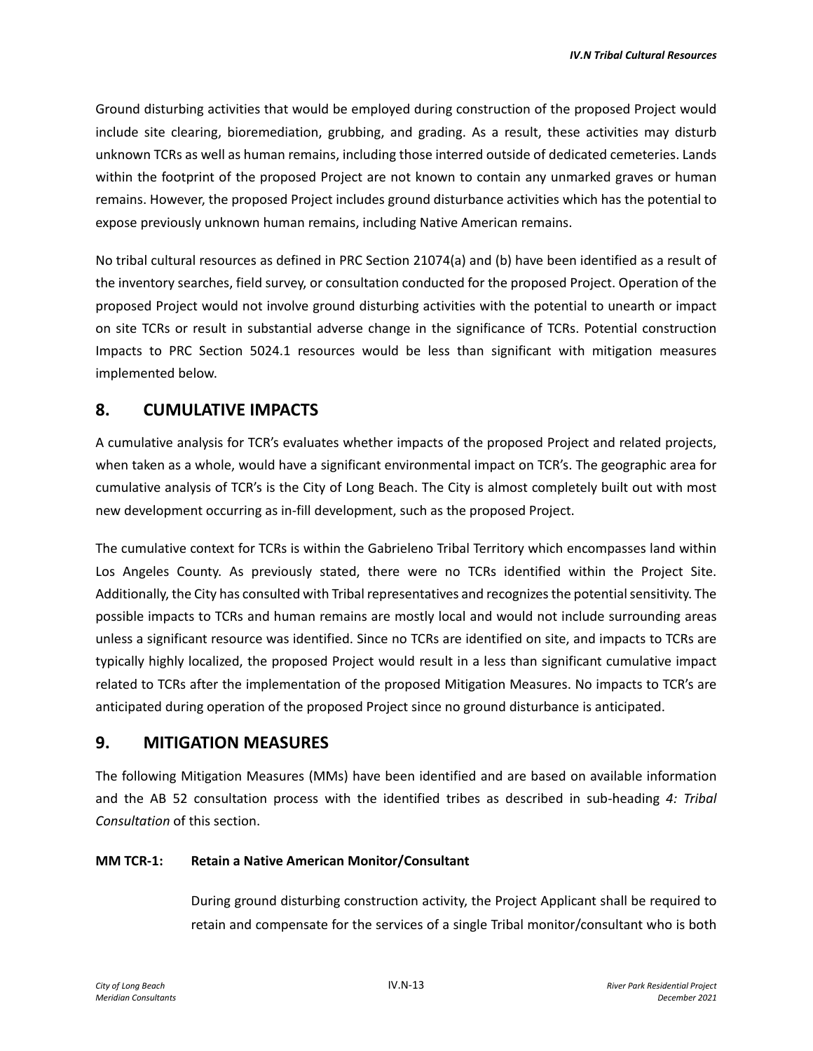Ground disturbing activities that would be employed during construction of the proposed Project would include site clearing, bioremediation, grubbing, and grading. As a result, these activities may disturb unknown TCRs as well as human remains, including those interred outside of dedicated cemeteries. Lands within the footprint of the proposed Project are not known to contain any unmarked graves or human remains. However, the proposed Project includes ground disturbance activities which has the potential to expose previously unknown human remains, including Native American remains.

No tribal cultural resources as defined in PRC Section 21074(a) and (b) have been identified as a result of the inventory searches, field survey, or consultation conducted for the proposed Project. Operation of the proposed Project would not involve ground disturbing activities with the potential to unearth or impact on site TCRs or result in substantial adverse change in the significance of TCRs. Potential construction Impacts to PRC Section 5024.1 resources would be less than significant with mitigation measures implemented below.

## 8. CUMULATIVE IMPACTS

A cumulative analysis for TCR's evaluates whether impacts of the proposed Project and related projects, when taken as a whole, would have a significant environmental impact on TCR's. The geographic area for cumulative analysis of TCR's is the City of Long Beach. The City is almost completely built out with most new development occurring as in-fill development, such as the proposed Project.

The cumulative context for TCRs is within the Gabrieleno Tribal Territory which encompasses land within Los Angeles County. As previously stated, there were no TCRs identified within the Project Site. Additionally, the City has consulted with Tribal representatives and recognizes the potential sensitivity. The possible impacts to TCRs and human remains are mostly local and would not include surrounding areas unless a significant resource was identified. Since no TCRs are identified on site, and impacts to TCRs are typically highly localized, the proposed Project would result in a less than significant cumulative impact related to TCRs after the implementation of the proposed Mitigation Measures. No impacts to TCR's are anticipated during operation of the proposed Project since no ground disturbance is anticipated.

## 9. MITIGATION MEASURES

The following Mitigation Measures (MMs) have been identified and are based on available information and the AB 52 consultation process with the identified tribes as described in sub-heading *4: Tribal Consultation* of this section.

**MM TCR-1: Retain a Native American Monitor/Consultant**

During ground disturbing construction activity, the Project Applicant shall be required to retain and compensate for the services of a single Tribal monitor/consultant who is both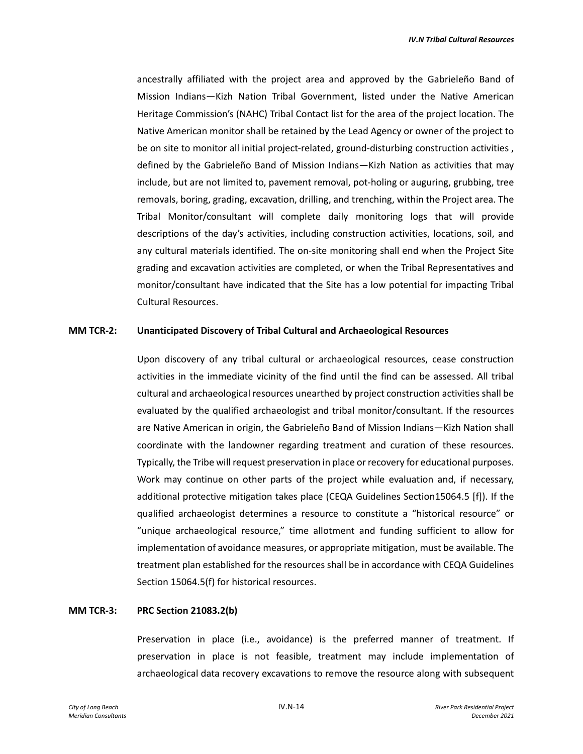ancestrally affiliated with the project area and approved by the Gabrieleño Band of Mission Indians—Kizh Nation Tribal Government, listed under the Native American Heritage Commission's (NAHC) Tribal Contact list for the area of the project location. The Native American monitor shall be retained by the Lead Agency or owner of the project to be on site to monitor all initial project-related, ground-disturbing construction activities , defined by the Gabrieleño Band of Mission Indians—Kizh Nation as activities that may include, but are not limited to, pavement removal, pot-holing or auguring, grubbing, tree removals, boring, grading, excavation, drilling, and trenching, within the Project area. The Tribal Monitor/consultant will complete daily monitoring logs that will provide descriptions of the day's activities, including construction activities, locations, soil, and any cultural materials identified. The on-site monitoring shall end when the Project Site grading and excavation activities are completed, or when the Tribal Representatives and monitor/consultant have indicated that the Site has a low potential for impacting Tribal Cultural Resources.

**MM TCR-2: Unanticipated Discovery of Tribal Cultural and Archaeological Resources**

Upon discovery of any tribal cultural or archaeological resources, cease construction activities in the immediate vicinity of the find until the find can be assessed. All tribal cultural and archaeological resources unearthed by project construction activities shall be evaluated by the qualified archaeologist and tribal monitor/consultant. If the resources are Native American in origin, the Gabrieleño Band of Mission Indians—Kizh Nation shall coordinate with the landowner regarding treatment and curation of these resources. Typically, the Tribe will request preservation in place or recovery for educational purposes. Work may continue on other parts of the project while evaluation and, if necessary, additional protective mitigation takes place (CEQA Guidelines Section15064.5 [f]). If the qualified archaeologist determines a resource to constitute a "historical resource" or "unique archaeological resource," time allotment and funding sufficient to allow for implementation of avoidance measures, or appropriate mitigation, must be available. The treatment plan established for the resources shall be in accordance with CEQA Guidelines Section 15064.5(f) for historical resources.

**MM TCR-3: PRC Section 21083.2(b)**

Preservation in place (i.e., avoidance) is the preferred manner of treatment. If preservation in place is not feasible, treatment may include implementation of archaeological data recovery excavations to remove the resource along with subsequent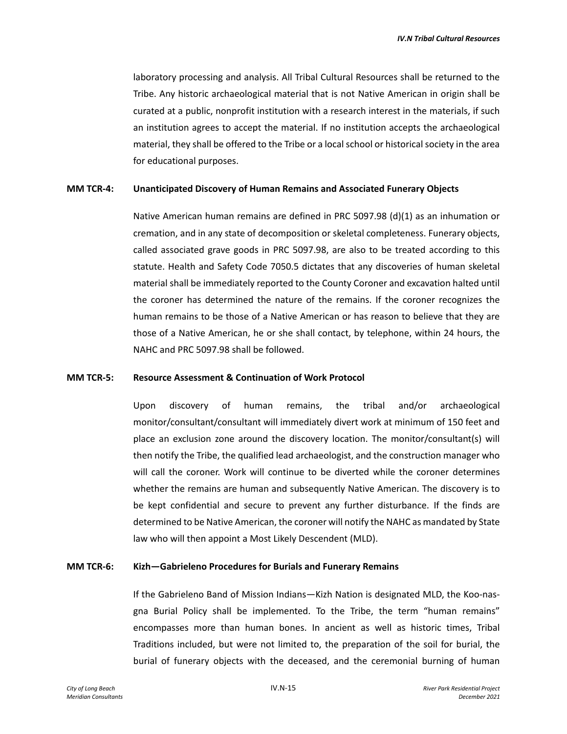laboratory processing and analysis. All Tribal Cultural Resources shall be returned to the Tribe. Any historic archaeological material that is not Native American in origin shall be curated at a public, nonprofit institution with a research interest in the materials, if such an institution agrees to accept the material. If no institution accepts the archaeological material, they shall be offered to the Tribe or a local school or historical society in the area for educational purposes.

**MM TCR-4: Unanticipated Discovery of Human Remains and Associated Funerary Objects**

Native American human remains are defined in PRC 5097.98 (d)(1) as an inhumation or cremation, and in any state of decomposition or skeletal completeness. Funerary objects, called associated grave goods in PRC 5097.98, are also to be treated according to this statute. Health and Safety Code 7050.5 dictates that any discoveries of human skeletal material shall be immediately reported to the County Coroner and excavation halted until the coroner has determined the nature of the remains. If the coroner recognizes the human remains to be those of a Native American or has reason to believe that they are those of a Native American, he or she shall contact, by telephone, within 24 hours, the NAHC and PRC 5097.98 shall be followed.

**MM TCR-5: Resource Assessment & Continuation of Work Protocol**

Upon discovery of human remains, the tribal and/or archaeological monitor/consultant/consultant will immediately divert work at minimum of 150 feet and place an exclusion zone around the discovery location. The monitor/consultant(s) will then notify the Tribe, the qualified lead archaeologist, and the construction manager who will call the coroner. Work will continue to be diverted while the coroner determines whether the remains are human and subsequently Native American. The discovery is to be kept confidential and secure to prevent any further disturbance. If the finds are determined to be Native American, the coroner will notify the NAHC as mandated by State law who will then appoint a Most Likely Descendent (MLD).

**MM TCR-6: Kizh—Gabrieleno Procedures for Burials and Funerary Remains**

If the Gabrieleno Band of Mission Indians—Kizh Nation is designated MLD, the Koo-nas-gna Burial Policy shall be implemented. To the Tribe, the term "human remains" encompasses more than human bones. In ancient as well as historic times, Tribal Traditions included, but were not limited to, the preparation of the soil for burial, the burial of funerary objects with the deceased, and the ceremonial burning of human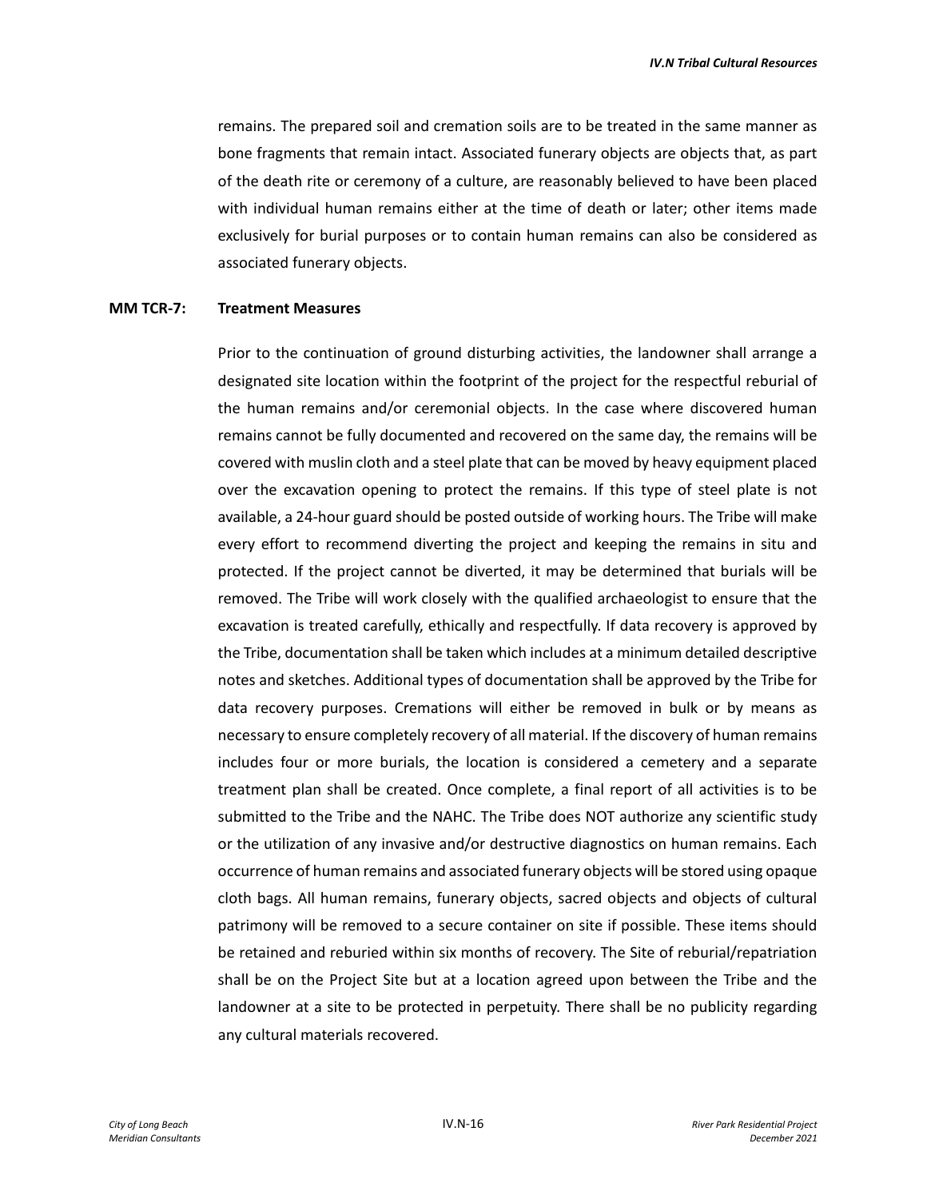remains. The prepared soil and cremation soils are to be treated in the same manner as bone fragments that remain intact. Associated funerary objects are objects that, as part of the death rite or ceremony of a culture, are reasonably believed to have been placed with individual human remains either at the time of death or later; other items made exclusively for burial purposes or to contain human remains can also be considered as associated funerary objects.

**MM TCR-7: Treatment Measures**

Prior to the continuation of ground disturbing activities, the landowner shall arrange a designated site location within the footprint of the project for the respectful reburial of the human remains and/or ceremonial objects. In the case where discovered human remains cannot be fully documented and recovered on the same day, the remains will be covered with muslin cloth and a steel plate that can be moved by heavy equipment placed over the excavation opening to protect the remains. If this type of steel plate is not available, a 24-hour guard should be posted outside of working hours. The Tribe will make every effort to recommend diverting the project and keeping the remains in situ and protected. If the project cannot be diverted, it may be determined that burials will be removed. The Tribe will work closely with the qualified archaeologist to ensure that the excavation is treated carefully, ethically and respectfully. If data recovery is approved by the Tribe, documentation shall be taken which includes at a minimum detailed descriptive notes and sketches. Additional types of documentation shall be approved by the Tribe for data recovery purposes. Cremations will either be removed in bulk or by means as necessary to ensure completely recovery of all material. If the discovery of human remains includes four or more burials, the location is considered a cemetery and a separate treatment plan shall be created. Once complete, a final report of all activities is to be submitted to the Tribe and the NAHC. The Tribe does NOT authorize any scientific study or the utilization of any invasive and/or destructive diagnostics on human remains. Each occurrence of human remains and associated funerary objects will be stored using opaque cloth bags. All human remains, funerary objects, sacred objects and objects of cultural patrimony will be removed to a secure container on site if possible. These items should be retained and reburied within six months of recovery. The Site of reburial/repatriation shall be on the Project Site but at a location agreed upon between the Tribe and the landowner at a site to be protected in perpetuity. There shall be no publicity regarding any cultural materials recovered.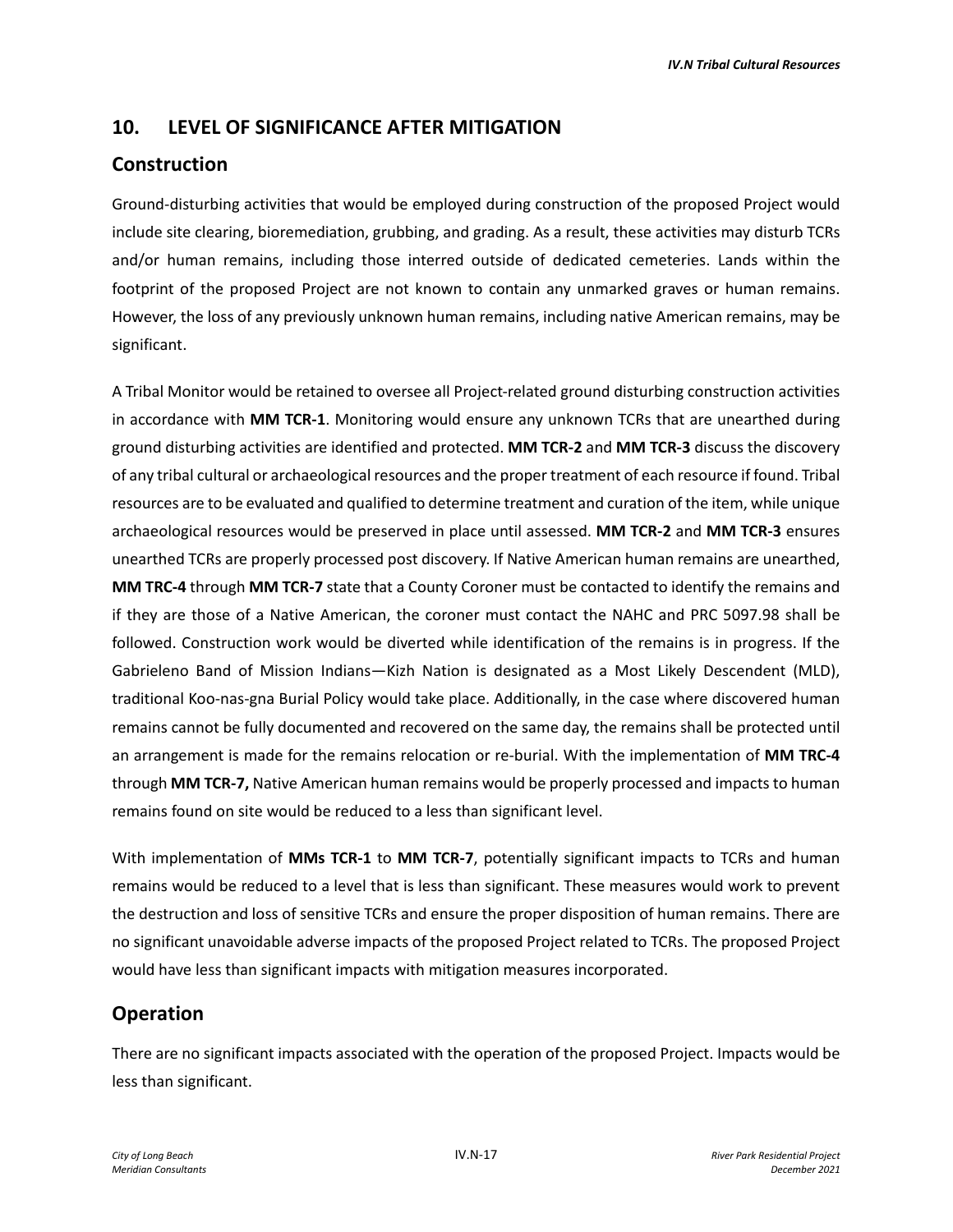## 10. LEVEL OF SIGNIFICANCE AFTER MITIGATION

### Construction

Ground-disturbing activities that would be employed during construction of the proposed Project would include site clearing, bioremediation, grubbing, and grading. As a result, these activities may disturb TCRs and/or human remains, including those interred outside of dedicated cemeteries. Lands within the footprint of the proposed Project are not known to contain any unmarked graves or human remains. However, the loss of any previously unknown human remains, including native American remains, may be significant.

A Tribal Monitor would be retained to oversee all Project-related ground disturbing construction activities in accordance with **MM TCR-1**. Monitoring would ensure any unknown TCRs that are unearthed during ground disturbing activities are identified and protected. **MM TCR-2** and **MM TCR-3** discuss the discovery of any tribal cultural or archaeological resources and the proper treatment of each resource if found. Tribal resources are to be evaluated and qualified to determine treatment and curation of the item, while unique archaeological resources would be preserved in place until assessed. **MM TCR-2** and **MM TCR-3** ensures unearthed TCRs are properly processed post discovery. If Native American human remains are unearthed, **MM TRC-4** through **MM TCR-7** state that a County Coroner must be contacted to identify the remains and if they are those of a Native American, the coroner must contact the NAHC and PRC 5097.98 shall be followed. Construction work would be diverted while identification of the remains is in progress. If the Gabrieleno Band of Mission Indians—Kizh Nation is designated as a Most Likely Descendent (MLD), traditional Koo-nas-gna Burial Policy would take place. Additionally, in the case where discovered human remains cannot be fully documented and recovered on the same day, the remains shall be protected until an arrangement is made for the remains relocation or re-burial. With the implementation of **MM TRC-4** through **MM TCR-7,** Native American human remains would be properly processed and impacts to human remains found on site would be reduced to a less than significant level.

With implementation of **MMs TCR-1** to **MM TCR-7**, potentially significant impacts to TCRs and human remains would be reduced to a level that is less than significant. These measures would work to prevent the destruction and loss of sensitive TCRs and ensure the proper disposition of human remains. There are no significant unavoidable adverse impacts of the proposed Project related to TCRs. The proposed Project would have less than significant impacts with mitigation measures incorporated.

### Operation

There are no significant impacts associated with the operation of the proposed Project. Impacts would be less than significant.